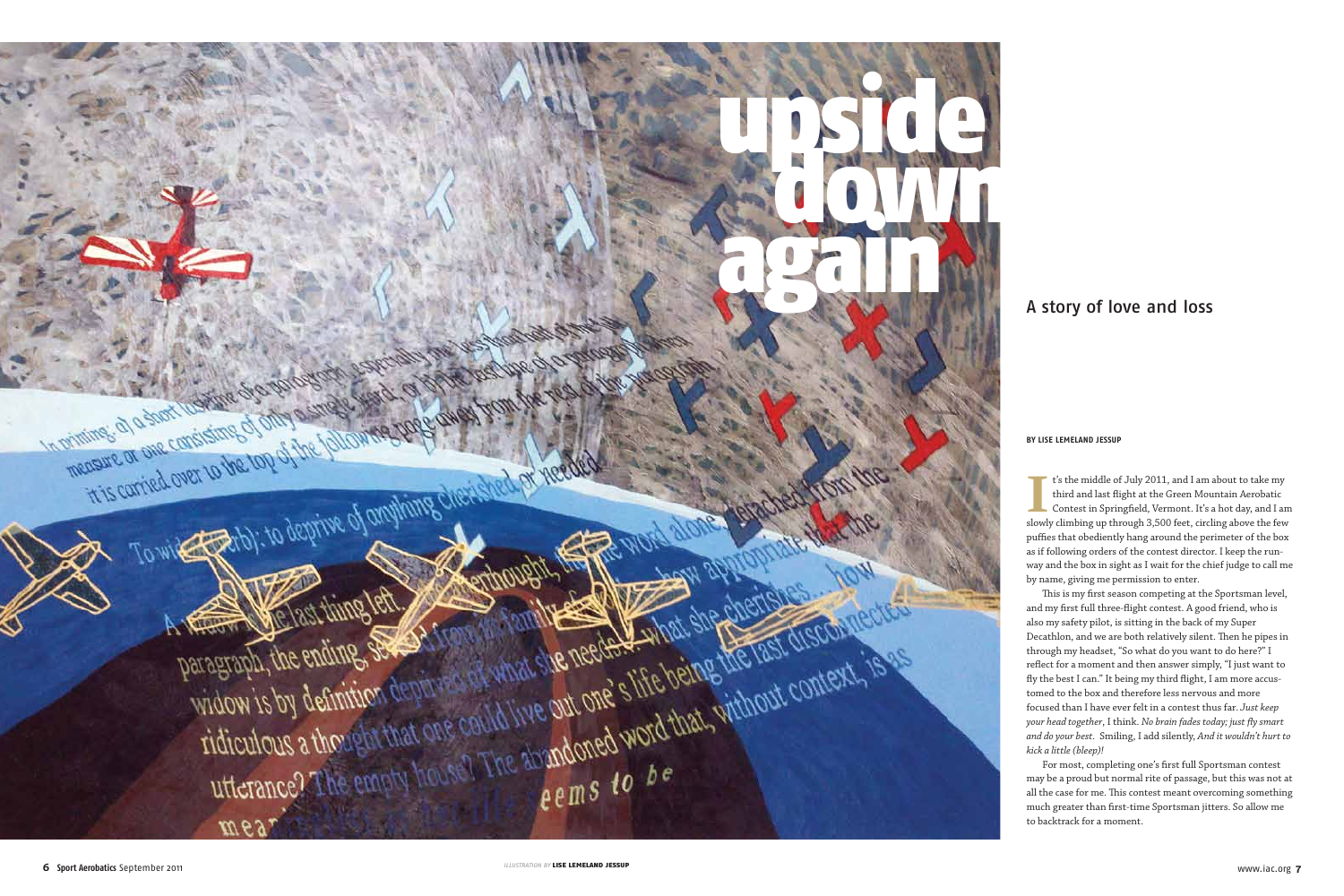# upside down again

## A story of love and loss

**BY LISE LEMELAND JESSUP**

It's the middle of July 2011, and I am about to take my third and last flight at the Green Mountain Aerobatic Contest in Springfield, Vermont. It's a hot day, and I am slowly climbing up through 3,500 feet, circling above the few puffies that obediently hang around the perimeter of the box as if following orders of the contest director. I keep the runway and the box in sight as I wait for the chief judge to call me by name, giving me permission to enter.

This is my first season competing at the Sportsman level, and my first full three-flight contest. A good friend, who is also my safety pilot, is sitting in the back of my Super Decathlon, and we are both relatively silent. Then he pipes in through my headset, "So what do you want to do here?" I reflect for a moment and then answer simply, "I just want to fly the best I can." It being my third flight, I am more accustomed to the box and therefore less nervous and more focused than I have ever felt in a contest thus far. *Just keep your head together*, I think. *No brain fades today; just fly smart and do your best.* Smiling, I add silently, *And it wouldn't hurt to kick a little (bleep)!*

For most, completing one's first full Sportsman contest may be a proud but normal rite of passage, but this was not at all the case for me. This contest meant overcoming something much greater than first-time Sportsman jitters. So allow me to backtrack for a moment.

*ILLUSTRATION BY* **LISE LEMELAND JESSUP**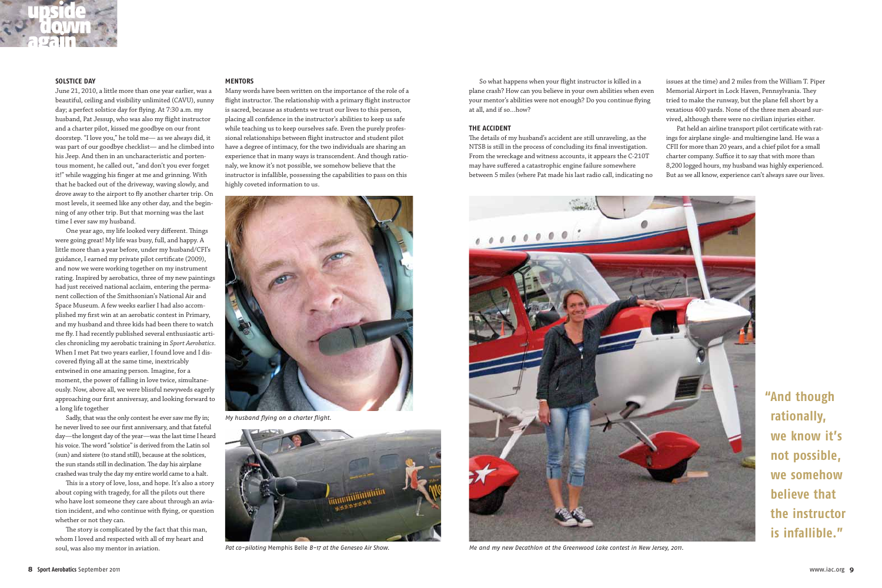### SOLSTICE DAY

June 21, 2010, a little more than one year earlier, was a beautiful, ceiling and visibility unlimited (CAVU), sunny day; a perfect solstice day for flying. At 7:30 a.m. my husband, Pat Jessup, who was also my flight instructor and a charter pilot, kissed me goodbye on our front doorstep. "I love you," he told me— as we always did, it was part of our goodbye checklist— and he climbed into his Jeep. And then in an uncharacteristic and portentous moment, he called out, "and don't you ever forget it!" while wagging his finger at me and grinning. With that he backed out of the driveway, waving slowly, and drove away to the airport to fly another charter trip. On most levels, it seemed like any other day, and the beginning of any other trip. But that morning was the last time I ever saw my husband.

One year ago, my life looked very different. Things were going great! My life was busy, full, and happy. A little more than a year before, under my husband/CFI's guidance, I earned my private pilot certificate (2009), and now we were working together on my instrument rating. Inspired by aerobatics, three of my new paintings had just received national acclaim, entering the permanent collection of the Smithsonian's National Air and Space Museum. A few weeks earlier I had also accomplished my first win at an aerobatic contest in Primary, and my husband and three kids had been there to watch me fly. I had recently published several enthusiastic articles chronicling my aerobatic training in *Sport Aerobatics*. When I met Pat two years earlier, I found love and I discovered flying all at the same time, inextricably entwined in one amazing person. Imagine, for a moment, the power of falling in love twice, simultaneously. Now, above all, we were blissful newyweds eagerly approaching our first anniversary, and looking forward to a long life together

Sadly, that was the only contest he ever saw me fly in; he never lived to see our first anniversary, and that fateful day—the longest day of the year—was the last time I heard his voice. The word "solstice" is derived from the Latin sol (sun) and sistere (to stand still), because at the solstices, the sun stands still in declination. The day his airplane crashed was truly the day my entire world came to a halt.

This is a story of love, loss, and hope. It's also a story about coping with tragedy, for all the pilots out there who have lost someone they care about through an aviation incident, and who continue with flying, or question whether or not they can.

The story is complicated by the fact that this man, whom I loved and respected with all of my heart and soul, was also my mentor in aviation.

### MENTORS

Many words have been written on the importance of the role of a flight instructor. The relationship with a primary flight instructor is sacred, because as students we trust our lives to this person, placing all confidence in the instructor's abilities to keep us safe while teaching us to keep ourselves safe. Even the purely professional relationships between flight instructor and student pilot have a degree of intimacy, for the two individuals are sharing an experience that in many ways is transcendent. And though rationaly, we know it's not possible, we somehow believe that the instructor is infallible, possessing the capabilities to pass on this highly coveted information to us.

*My husband flying on a charter flight.*

*Pat co-piloting Memphis Belle B-17 at the Geneseo Air Show.*

So what happens when your flight instructor is killed in a plane crash? How can you believe in your own abilities when even your mentor's abilities were not enough? Do you continue flying at all, and if so…how?

### THE ACCIDENT

The details of my husband's accident are still unraveling, as the NTSB is still in the process of concluding its final investigation. From the wreckage and witness accounts, it appears the C-210T may have suffered a catastrophic engine failure somewhere between 5 miles (where Pat made his last radio call, indicating no issues at the time) and 2 miles from the William T. Piper Memorial Airport in Lock Haven, Pennsylvania. They tried to make the runway, but the plane fell short by a vexatious 400 yards. None of the three men aboard survived, although there were no civilian injuries either.

Pat held an airline transport pilot certificate with ratings for airplane single- and multiengine land. He was a CFII for more than 20 years, and a chief pilot for a small charter company. Suffice it to say that with more than 8,200 logged hours, my husband was highly experienced. But as we all know, experience can't always save our lives.

*Me and my new Decathlon at the Greenwood Lake contest in New Jersey, 2011.*

**"And though rationally, we know it's not possible, we somehow believe that the instructor is infallible."**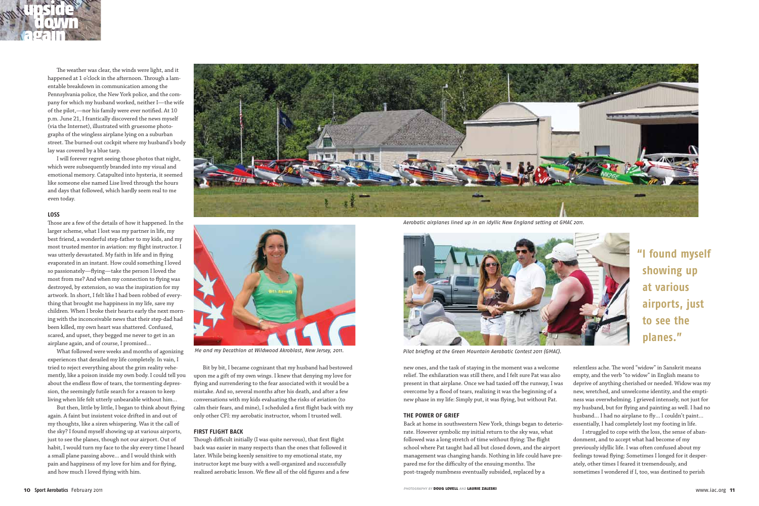The weather was clear, the winds were light, and it happened at 1 o'clock in the afternoon. Through a lamentable breakdown in communication among the Pennsylvania police, the New York police, and the company for which my husband worked, neither I—the wife of the pilot,—nor his family were ever notified. At 10 p.m. June 21, I frantically discovered the news myself (via the Internet), illustrated with gruesome photographs of the wingless airplane lying on a suburban street. The burned-out cockpit where my husband's body lay was covered by a blue tarp.

I will forever regret seeing those photos that night, which were subsequently branded into my visual and emotional memory. Catapulted into hysteria, it seemed like someone else named Lise lived through the hours and days that followed, which hardly seem real to me even today.

### LOSS

Those are a few of the details of how it happened. In the larger scheme, what I lost was my partner in life, my best friend, a wonderful step-father to my kids, and my most trusted mentor in aviation: my flight instructor. I was utterly devastated. My faith in life and in flying evaporated in an instant. How could something I loved so passionately—flying—take the person I loved the most from me? And when my connection to flying was destroyed, by extension, so was the inspiration for my artwork. In short, I felt like I had been robbed of everything that brought me happiness in my life, save my children. When I broke their hearts early the next morning with the inconceivable news that their step-dad had been killed, my own heart was shattered. Confused, scared, and upset, they begged me never to get in an airplane again, and of course, I promised…

What followed were weeks and months of agonizing experiences that derailed my life completely. In vain, I tried to reject everything about the grim reality vehemently, like a poison inside my own body. I could tell you about the endless flow of tears, the tormenting depression, the seemingly futile search for a reason to keep living when life felt utterly unbearable without him…

But then, little by little, I began to think about flying again. A faint but insistent voice drifted in and out of my thoughts, like a siren whispering. Was it the call of the sky? I found myself showing up at various airports, just to see the planes, though not our airport. Out of habit, I would turn my face to the sky every time I heard a small plane passing above… and I would think with pain and happiness of my love for him and for flying, and how much I loved flying with him.

*Aerobatic airplanes lined up in an idyllic New England setting at GMAC 2011.*

*Me and my Decathlon at Wildwood Akroblast, New Jersey, 2011.*

Bit by bit, I became cognizant that my husband had bestowed upon me a gift of my own wings. I knew that denying my love for flying and surrendering to the fear associated with it would be a mistake. And so, several months after his death, and after a few conversations with my kids evaluating the risks of aviation (to calm their fears, and mine), I scheduled a first flight back with my only other CFI: my aerobatic instructor, whom I trusted well.

### FIRST FLIGHT BACK

Though difficult initially (I was quite nervous), that first flight back was easier in many respects than the ones that followed it later. While being keenly sensitive to my emotional state, my instructor kept me busy with a well-organized and successfully realized aerobatic lesson. We flew all of the old figures and a few new ones, and the task of staying in the moment was a welcome relief. The exhilaration was still there, and I felt sure Pat was also present in that airplane. Once we had taxied off the runway, I was overcome by a flood of tears, realizing it was the beginning of a new phase in my life: Simply put, it was flying, but without Pat.

*Pilot briefing at the Green Mountain Aerobatic Contest 2011 (GMAC).*

> **"I found myself showing up at various airports, just to see the planes."**

### THE POWER OF GRIEF

Back at home in southwestern New York, things began to deteriorate. However symbolic my initial return to the sky was, what followed was a long stretch of time without flying: The flight school where Pat taught had all but closed down, and the airport management was changing hands. Nothing in life could have prepared me for the difficulty of the ensuing months. The post-tragedy numbness eventually subsided, replaced by a relentless ache. The word "widow" in Sanskrit means empty, and the verb "to widow" in English means to deprive of anything cherished or needed. Widow was my new, wretched, and unwelcome identity, and the emptiness was overwhelming. I grieved intensely, not just for my husband, but for flying and painting as well. I had no husband… I had no airplane to fly… I couldn't paint… essentially, I had completely lost my footing in life.

I struggled to cope with the loss, the sense of abandonment, and to accept what had become of my previously idyllic life. I was often confused about my feelings towad flying: Sometimes I longed for it desperately, other times I feared it tremendously, and sometimes I wondered if I, too, was destined to perish

*PHOTOGRAPHY BY DOUG LOVELL AND LAURIE ZALESKI*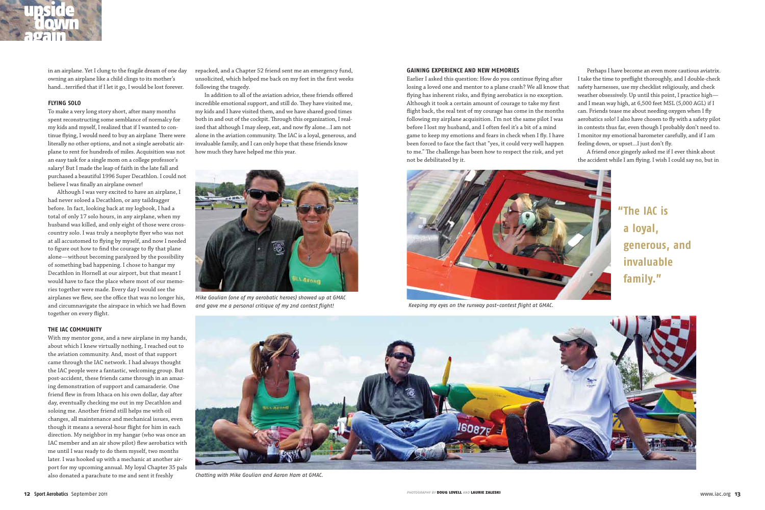in an airplane. Yet I clung to the fragile dream of one day owning an airplane like a child clings to its mother's hand…terrified that if I let it go, I would be lost forever.

### FLYING SOLO

To make a very long story short, after many months spent reconstructing some semblance of normalcy for my kids and myself, I realized that if I wanted to continue flying, I would need to buy an airplane There were literally no other options, and not a single aerobatic airplane to rent for hundreds of miles. Acquisition was not an easy task for a single mom on a college professor's salary! But I made the leap of faith in the late fall and purchased a beautiful 1996 Super Decathlon. I could not believe I was finally an airplane owner!

Although I was very excited to have an airplane, I had never soloed a Decathlon, or any taildragger before. In fact, looking back at my logbook, I had a total of only 17 solo hours, in any airplane, when my husband was killed, and only eight of those were cross-country solo. I was truly a neophyte flyer who was not at all accustomed to flying by myself, and now I needed to figure out how to find the courage to fly that plane alone—without becoming paralyzed by the possibility of something bad happening. I chose to hangar my Decathlon in Hornell at our airport, but that meant I would have to face the place where most of our memories together were made. Every day I would see the airplanes we flew, see the office that was no longer his, and circumnavigate the airspace in which we had flown together on every flight.

### THE IAC COMMUNITY

With my mentor gone, and a new airplane in my hands, about which I knew virtually nothing, I reached out to the aviation community. And, most of that support came through the IAC network. I had always thought the IAC people were a fantastic, welcoming group. But post-accident, these friends came through in an amazing demonstration of support and camaraderie. One friend flew in from Ithaca on his own dollar, day after day, eventually checking me out in my Decathlon and soloing me. Another friend still helps me with oil changes, all maintenance and mechanical issues, even though it means a several-hour flight for him in each direction. My neighbor in my hangar (who was once an IAC member and an air show pilot) flew aerobatics with me until I was ready to do them myself, two months later. I was hooked up with a mechanic at another airport for my upcoming annual. My loyal Chapter 35 pals also donated a parachute to me and sent it freshly repacked, and a Chapter 52 friend sent me an emergency fund, unsolicited, which helped me back on my feet in the first weeks following the tragedy.

In addition to all of the aviation advice, these friends offered incredible emotional support, and still do. They have visited me, my kids and I have visited them, and we have shared good times both in and out of the cockpit. Through this organization, I realized that although I may sleep, eat, and now fly alone…I am not alone in the aviation community. The IAC is a loyal, generous, and invaluable family, and I can only hope that these friends know how much they have helped me this year.

*Mike Goulian (one of my aerobatic heroes) showed up at GMAC and gave me a personal critique of my 2nd contest flight!*

*Chatting with Mike Goulian and Aaron Ham at GMAC.*

### GAINING EXPERIENCE AND NEW MEMORIES

Earlier I asked this question: How do you continue flying after losing a loved one and mentor to a plane crash? We all know that flying has inherent risks, and flying aerobatics is no exception. Although it took a certain amount of courage to take my first flight back, the real test of my courage has come in the months following my airplane acquisition. I'm not the same pilot I was before I lost my husband, and I often feel it's a bit of a mind game to keep my emotions and fears in check when I fly. I have been forced to face the fact that "yes, it could very well happen to me." The challenge has been how to respect the risk, and yet not be debilitated by it.

Perhaps I have become an even more cautious aviatrix. I take the time to preflight thoroughly, and I double-check safety harnesses, use my checklist religiously, and check weather obsessively. Up until this point, I practice high—and I mean way high, at 6,500 feet MSL (5,000 AGL) if I can. Friends tease me about needing oxygen when I fly aerobatics solo! I also have chosen to fly with a safety pilot in contests thus far, even though I probably don't need to. I monitor my emotional barometer carefully, and if I am feeling down, or upset…I just don't fly.

A friend once gingerly asked me if I ever think about the accident while I am flying. I wish I could say no, but in

*Keeping my eyes on the runway post-contest flight at GMAC.*

> **"The IAC is a loyal, generous, and invaluable family."**

PHOTOGRAPHY BY **DOUG LOVELL** AND **LAURIE ZALESKI**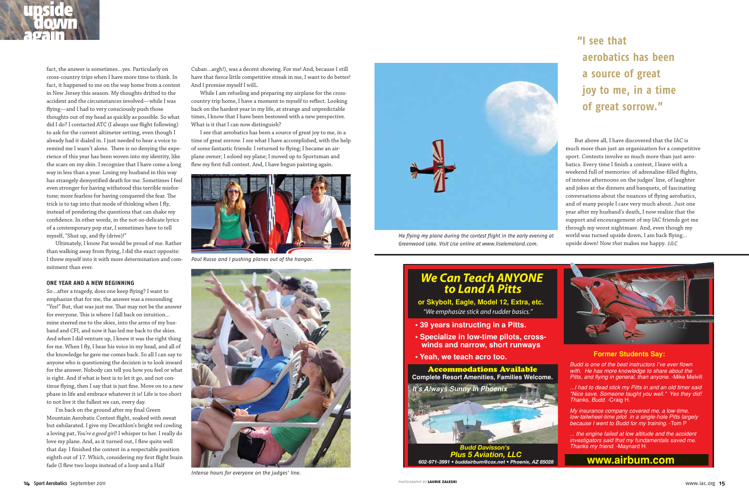fact, the answer is sometimes...yes. Particularly on cross-country trips when I have more time to think. In fact, it happened to me on the way home from a contest in New Jersey this season. My thoughts drifted to the accident and the circumstances involved—while I was flying—and I had to very consciously push those thoughts out of my head as quickly as possible. So what did I do? I contacted ATC (I always use flight following) to ask for the current altimeter setting, even though I already had it dialed in. I just needed to hear a voice to remind me I wasn't alone. There is no denying the experience of this year has been woven into my identity, like the scars on my skin. I recognize that I have come a long way in less than a year. Losing my husband in this way has strangely demystified death for me. Sometimes I feel even stronger for having withstood this terrible misfortune; more fearless for having conquered the fear. The trick is to tap into that mode of thinking when I fly, instead of pondering the questions that can shake my confidence. In other words, in the not-so-delicate lyrics of a contemporary pop star, I sometimes have to tell myself, "Shut up, and fly (drive)!"

Ultimately, I know Pat would be proud of me. Rather than walking away from flying, I did the exact opposite: I threw myself into it with more determination and commitment than ever.

### ONE YEAR AND A NEW BEGINNING

So...after a tragedy, does one keep flying? I want to emphasize that for me, the answer was a resounding "Yes!" But, that was just me. That may not be the answer for everyone. This is where I fall back on intuition... mine steered me to the skies, into the arms of my husband and CFI, and now it has led me back to the skies. And when I did venture up, I knew it was the right thing for me. When I fly, I hear his voice in my head, and all of the knowledge he gave me comes back. So all I can say to anyone who is questioning the decision is to look inward for the answer. Nobody can tell you how you feel or what is right. And if what is best is to let it go, and not continue flying, then I say that is just fine. Move on to a new phase in life and embrace whatever it is! Life is too short to not live it the fullest we can, every day.

I'm back on the ground after my final Green Mountain Aerobatic Contest flight, soaked with sweat but exhilarated. I give my Decathlon's bright red cowling a loving pat, *You're a good girl!* I whisper to her. I really do love my plane. And, as it turned out, I flew quite well that day. I finished the contest in a respectable position eighth out of 17. Which, considering my first flight brain fade (I flew two loops instead of a loop and a Half Cuban...argh!), was a decent showing. For me! And, because I still have that fierce little competitive streak in me, I want to do better! And I promise myself I will.

While I am refueling and preparing my airplane for the cross-country trip home, I have a moment to reflect. Looking back on the hardest year in my life, at strange and unpredictable times, I know that I have been bestowed with a new perspective. What is it that I can now distinguish?

I see that aerobatics has been a source of great joy to me, in a time of great sorrow. I see what I have accomplished, with the help of some fantastic friends: I returned to flying; I became an airplane owner; I soloed my plane; I moved up to Sportsman and flew my first full contest. And, I have begun painting again.

Paul Russo and I pushing planes out of the hangar.

Intense hours for everyone on the judges' line.

Me flying my plane during the contest flight in the early evening at Greenwood Lake. Visit Lise online at www.liselemeland.com.

**"I see that aerobatics has been a source of great joy to me, in a time of great sorrow."**

But above all, I have discovered that the IAC is much more than just an organization for a competitive sport. Contests involve so much more than just aerobatics. Every time I finish a contest, I leave with a weekend full of memories: of adrenaline-filled flights, of intense afternoons on the judges' line, of laughter and jokes at the dinners and banquets, of fascinating conversations about the nuances of flying aerobatics, and of many people I care very much about. Just one year after my husband's death, I now realize that the support and encouragement of my IAC friends got me through my worst nightmare. And, even though my world was turned upside down, I am back flying... upside down! Now *that* makes me happy. **IAC**

PHOTOGRAPHY BY LAURIE ZALESKI

## We Can Teach ANYONE to Land A Pitts

**or Skybolt, Eagle, Model 12, Extra, etc.**

*"We emphasize stick and rudder basics."*

- **39 years instructing in a Pitts.**
- **Specialize in low-time pilots, cross-winds and narrow, short runways**
- **Yeah, we teach acro too.**

**Accommodations Available**
**Complete Resort Amenities, Families Welcome.**

*It's Always Sunny In Phoenix*

**Budd Davisson's Plus 5 Aviation, LLC**
602-971-3991 • buddairbum@cox.net • Phoenix, AZ 85028

**Former Students Say:**

*Budd is one of the best instructors I've ever flown with. He has more knowledge to share about the Pitts, and flying in general, than anyone.* -Mike Melvill

*...I had to dead stick my Pitts in and an old timer said "Nice save. Someone taught you well." Yes they did! Thanks, Budd.* -Craig H.

*My insurance company covered me, a low-time, low-tailwheel-time pilot in a single-hole Pitts largely because I went to Budd for my training.* -Tom P

*... the engine failed at low altitude and the accident investigators said that my fundamentals saved me. Thanks my friend.* -Maynard H.

**www.airbum.com**